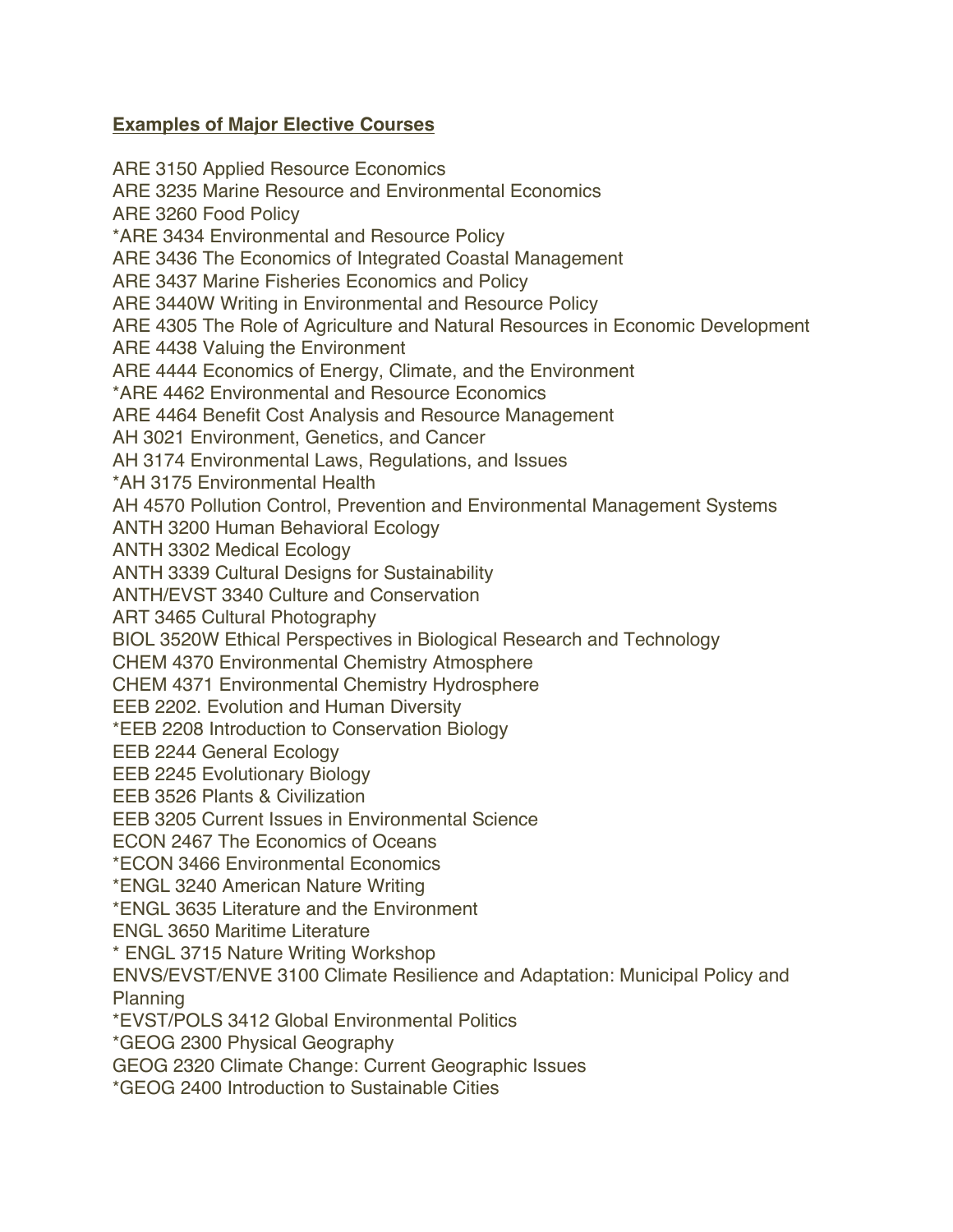**Examples of Major Elective Courses**

ARE 3150 Applied Resource Economics
ARE 3235 Marine Resource and Environmental Economics
ARE 3260 Food Policy
*ARE 3434 Environmental and Resource Policy
ARE 3436 The Economics of Integrated Coastal Management
ARE 3437 Marine Fisheries Economics and Policy
ARE 3440W Writing in Environmental and Resource Policy
ARE 4305 The Role of Agriculture and Natural Resources in Economic Development
ARE 4438 Valuing the Environment
ARE 4444 Economics of Energy, Climate, and the Environment
*ARE 4462 Environmental and Resource Economics
ARE 4464 Benefit Cost Analysis and Resource Management
AH 3021 Environment, Genetics, and Cancer
AH 3174 Environmental Laws, Regulations, and Issues
*AH 3175 Environmental Health
AH 4570 Pollution Control, Prevention and Environmental Management Systems
ANTH 3200 Human Behavioral Ecology
ANTH 3302 Medical Ecology
ANTH 3339 Cultural Designs for Sustainability
ANTH/EVST 3340 Culture and Conservation
ART 3465 Cultural Photography
BIOL 3520W Ethical Perspectives in Biological Research and Technology
CHEM 4370 Environmental Chemistry Atmosphere
CHEM 4371 Environmental Chemistry Hydrosphere
EEB 2202. Evolution and Human Diversity
*EEB 2208 Introduction to Conservation Biology
EEB 2244 General Ecology
EEB 2245 Evolutionary Biology
EEB 3526 Plants & Civilization
EEB 3205 Current Issues in Environmental Science
ECON 2467 The Economics of Oceans
*ECON 3466 Environmental Economics
*ENGL 3240 American Nature Writing
*ENGL 3635 Literature and the Environment
ENGL 3650 Maritime Literature
* ENGL 3715 Nature Writing Workshop
ENVS/EVST/ENVE 3100 Climate Resilience and Adaptation: Municipal Policy and Planning
*EVST/POLS 3412 Global Environmental Politics
*GEOG 2300 Physical Geography
GEOG 2320 Climate Change: Current Geographic Issues
*GEOG 2400 Introduction to Sustainable Cities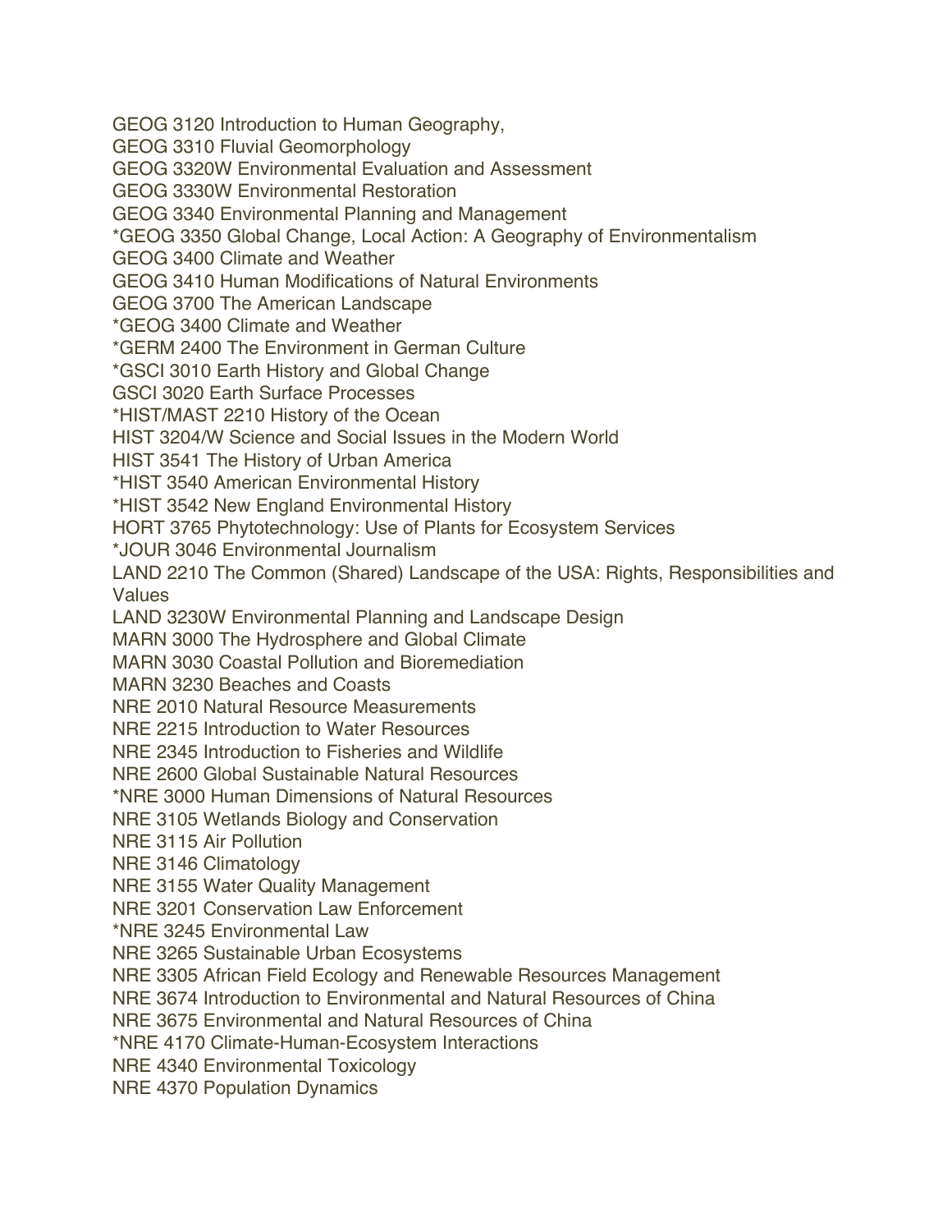GEOG 3120 Introduction to Human Geography,
GEOG 3310 Fluvial Geomorphology
GEOG 3320W Environmental Evaluation and Assessment
GEOG 3330W Environmental Restoration
GEOG 3340 Environmental Planning and Management
*GEOG 3350 Global Change, Local Action: A Geography of Environmentalism
GEOG 3400 Climate and Weather
GEOG 3410 Human Modifications of Natural Environments
GEOG 3700 The American Landscape
*GEOG 3400 Climate and Weather
*GERM 2400 The Environment in German Culture
*GSCI 3010 Earth History and Global Change
GSCI 3020 Earth Surface Processes
*HIST/MAST 2210 History of the Ocean
HIST 3204/W Science and Social Issues in the Modern World
HIST 3541 The History of Urban America
*HIST 3540 American Environmental History
*HIST 3542 New England Environmental History
HORT 3765 Phytotechnology: Use of Plants for Ecosystem Services
*JOUR 3046 Environmental Journalism
LAND 2210 The Common (Shared) Landscape of the USA: Rights, Responsibilities and Values
LAND 3230W Environmental Planning and Landscape Design
MARN 3000 The Hydrosphere and Global Climate
MARN 3030 Coastal Pollution and Bioremediation
MARN 3230 Beaches and Coasts
NRE 2010 Natural Resource Measurements
NRE 2215 Introduction to Water Resources
NRE 2345 Introduction to Fisheries and Wildlife
NRE 2600 Global Sustainable Natural Resources
*NRE 3000 Human Dimensions of Natural Resources
NRE 3105 Wetlands Biology and Conservation
NRE 3115 Air Pollution
NRE 3146 Climatology
NRE 3155 Water Quality Management
NRE 3201 Conservation Law Enforcement
*NRE 3245 Environmental Law
NRE 3265 Sustainable Urban Ecosystems
NRE 3305 African Field Ecology and Renewable Resources Management
NRE 3674 Introduction to Environmental and Natural Resources of China
NRE 3675 Environmental and Natural Resources of China
*NRE 4170 Climate-Human-Ecosystem Interactions
NRE 4340 Environmental Toxicology
NRE 4370 Population Dynamics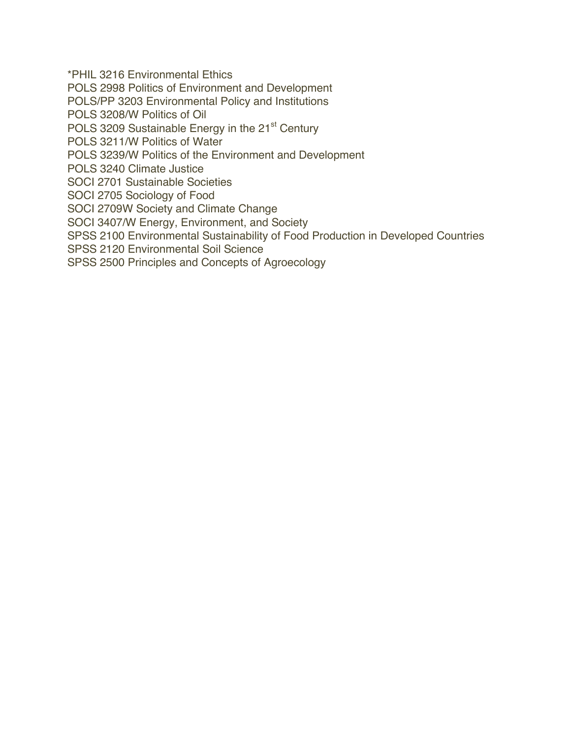*PHIL 3216 Environmental Ethics
POLS 2998 Politics of Environment and Development
POLS/PP 3203 Environmental Policy and Institutions
POLS 3208/W Politics of Oil
POLS 3209 Sustainable Energy in the 21st Century
POLS 3211/W Politics of Water
POLS 3239/W Politics of the Environment and Development
POLS 3240 Climate Justice
SOCI 2701 Sustainable Societies
SOCI 2705 Sociology of Food
SOCI 2709W Society and Climate Change
SOCI 3407/W Energy, Environment, and Society
SPSS 2100 Environmental Sustainability of Food Production in Developed Countries
SPSS 2120 Environmental Soil Science
SPSS 2500 Principles and Concepts of Agroecology